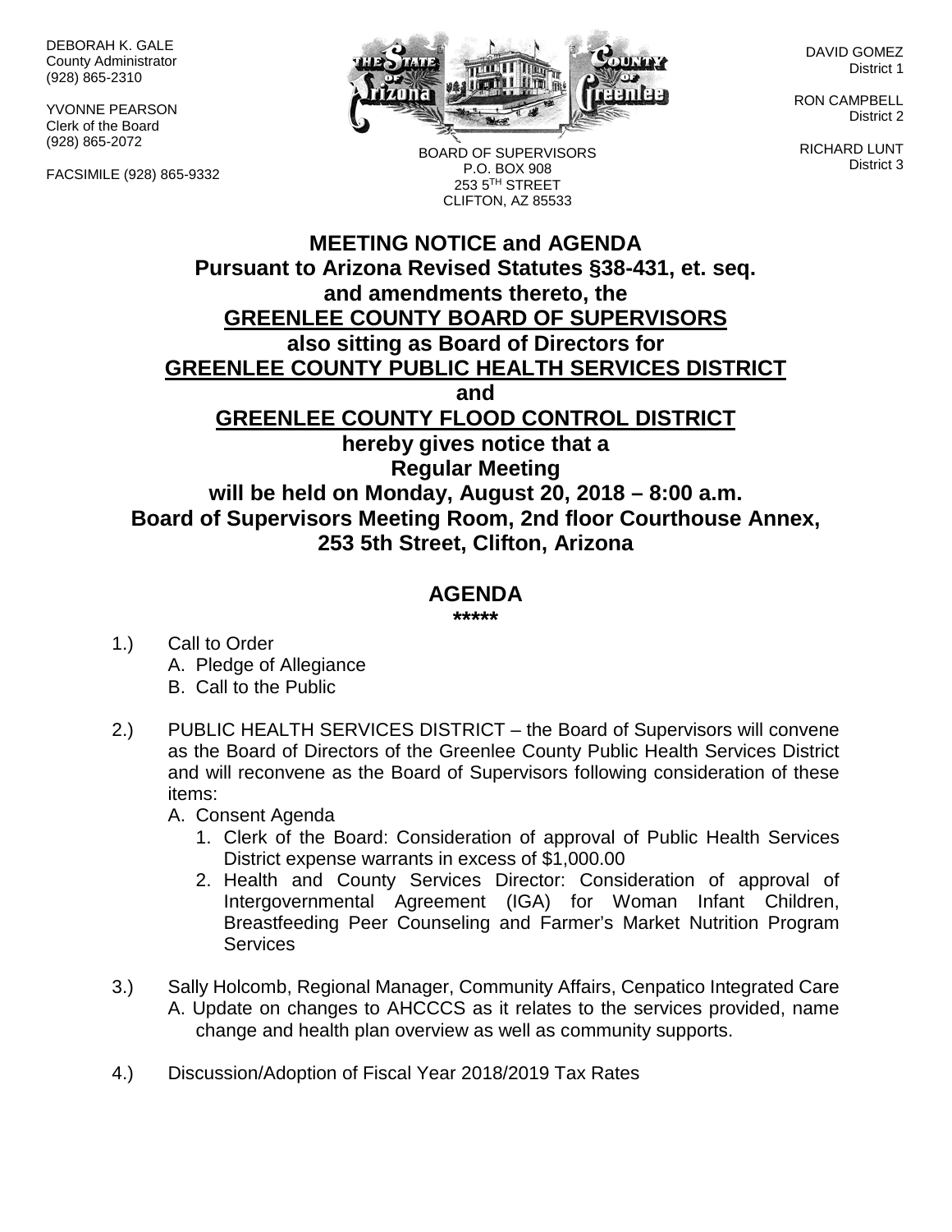DEBORAH K. GALE
County Administrator
(928) 865-2310

YVONNE PEARSON
Clerk of the Board
(928) 865-2072

FACSIMILE (928) 865-9332

BOARD OF SUPERVISORS
P.O. BOX 908
253 5TH STREET
CLIFTON, AZ 85533

DAVID GOMEZ
District 1

RON CAMPBELL
District 2

RICHARD LUNT
District 3

# MEETING NOTICE and AGENDA

**Pursuant to Arizona Revised Statutes §38-431, et. seq. and amendments thereto, the**
**GREENLEE COUNTY BOARD OF SUPERVISORS**
**also sitting as Board of Directors for**
**GREENLEE COUNTY PUBLIC HEALTH SERVICES DISTRICT**
**and**
**GREENLEE COUNTY FLOOD CONTROL DISTRICT**
**hereby gives notice that a**
**Regular Meeting**
**will be held on Monday, August 20, 2018 – 8:00 a.m.**
**Board of Supervisors Meeting Room, 2nd floor Courthouse Annex, 253 5th Street, Clifton, Arizona**

## AGENDA

*****

1.) Call to Order
   - A. Pledge of Allegiance
   - B. Call to the Public

2.) PUBLIC HEALTH SERVICES DISTRICT – the Board of Supervisors will convene as the Board of Directors of the Greenlee County Public Health Services District and will reconvene as the Board of Supervisors following consideration of these items:
   - A. Consent Agenda
     1. Clerk of the Board: Consideration of approval of Public Health Services District expense warrants in excess of $1,000.00
     2. Health and County Services Director: Consideration of approval of Intergovernmental Agreement (IGA) for Woman Infant Children, Breastfeeding Peer Counseling and Farmer's Market Nutrition Program Services

3.) Sally Holcomb, Regional Manager, Community Affairs, Cenpatico Integrated Care
   - A. Update on changes to AHCCCS as it relates to the services provided, name change and health plan overview as well as community supports.

4.) Discussion/Adoption of Fiscal Year 2018/2019 Tax Rates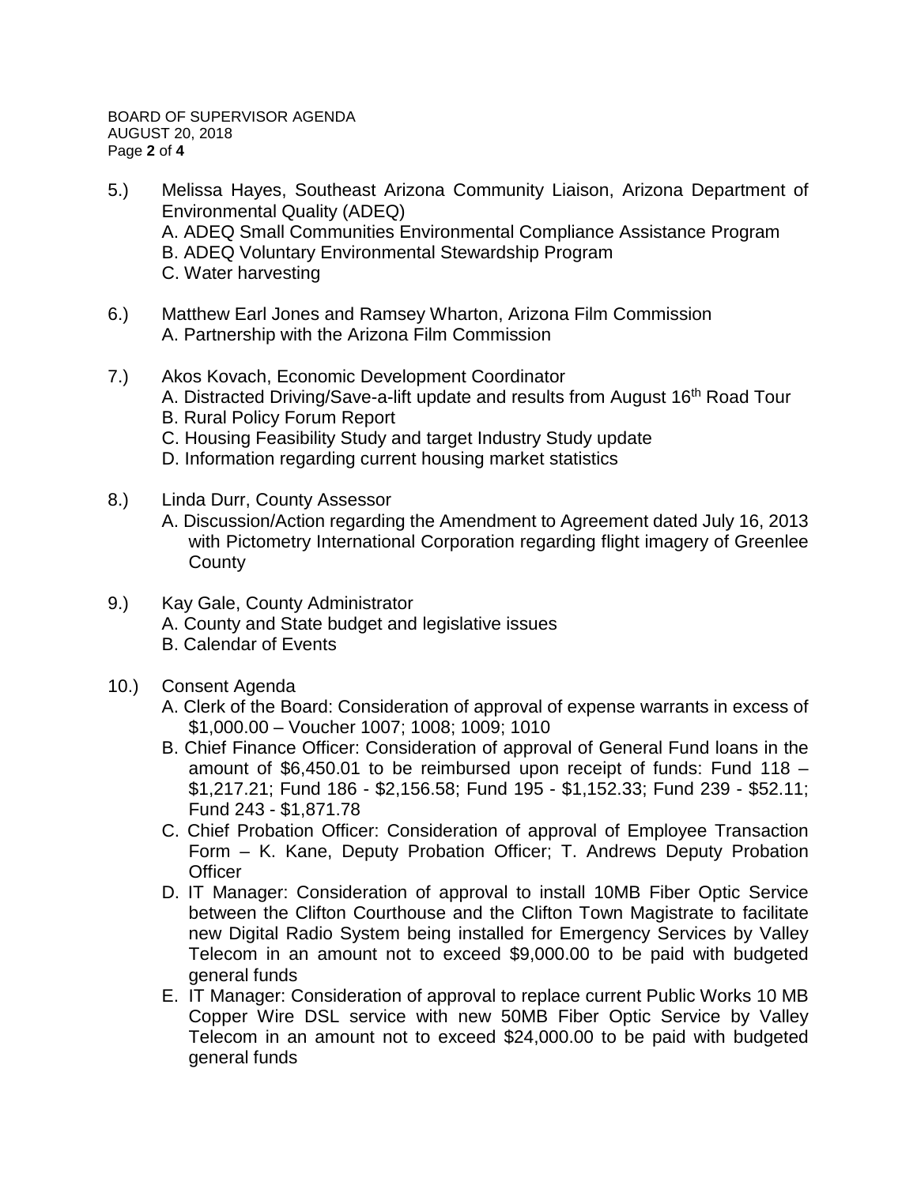5.) Melissa Hayes, Southeast Arizona Community Liaison, Arizona Department of Environmental Quality (ADEQ)
   A. ADEQ Small Communities Environmental Compliance Assistance Program
   B. ADEQ Voluntary Environmental Stewardship Program
   C. Water harvesting

6.) Matthew Earl Jones and Ramsey Wharton, Arizona Film Commission
   A. Partnership with the Arizona Film Commission

7.) Akos Kovach, Economic Development Coordinator
   A. Distracted Driving/Save-a-lift update and results from August 16th Road Tour
   B. Rural Policy Forum Report
   C. Housing Feasibility Study and target Industry Study update
   D. Information regarding current housing market statistics

8.) Linda Durr, County Assessor
   A. Discussion/Action regarding the Amendment to Agreement dated July 16, 2013 with Pictometry International Corporation regarding flight imagery of Greenlee County

9.) Kay Gale, County Administrator
   A. County and State budget and legislative issues
   B. Calendar of Events

10.) Consent Agenda
   A. Clerk of the Board: Consideration of approval of expense warrants in excess of $1,000.00 – Voucher 1007; 1008; 1009; 1010
   B. Chief Finance Officer: Consideration of approval of General Fund loans in the amount of $6,450.01 to be reimbursed upon receipt of funds: Fund 118 – $1,217.21; Fund 186 - $2,156.58; Fund 195 - $1,152.33; Fund 239 - $52.11; Fund 243 - $1,871.78
   C. Chief Probation Officer: Consideration of approval of Employee Transaction Form – K. Kane, Deputy Probation Officer; T. Andrews Deputy Probation Officer
   D. IT Manager: Consideration of approval to install 10MB Fiber Optic Service between the Clifton Courthouse and the Clifton Town Magistrate to facilitate new Digital Radio System being installed for Emergency Services by Valley Telecom in an amount not to exceed $9,000.00 to be paid with budgeted general funds
   E. IT Manager: Consideration of approval to replace current Public Works 10 MB Copper Wire DSL service with new 50MB Fiber Optic Service by Valley Telecom in an amount not to exceed $24,000.00 to be paid with budgeted general funds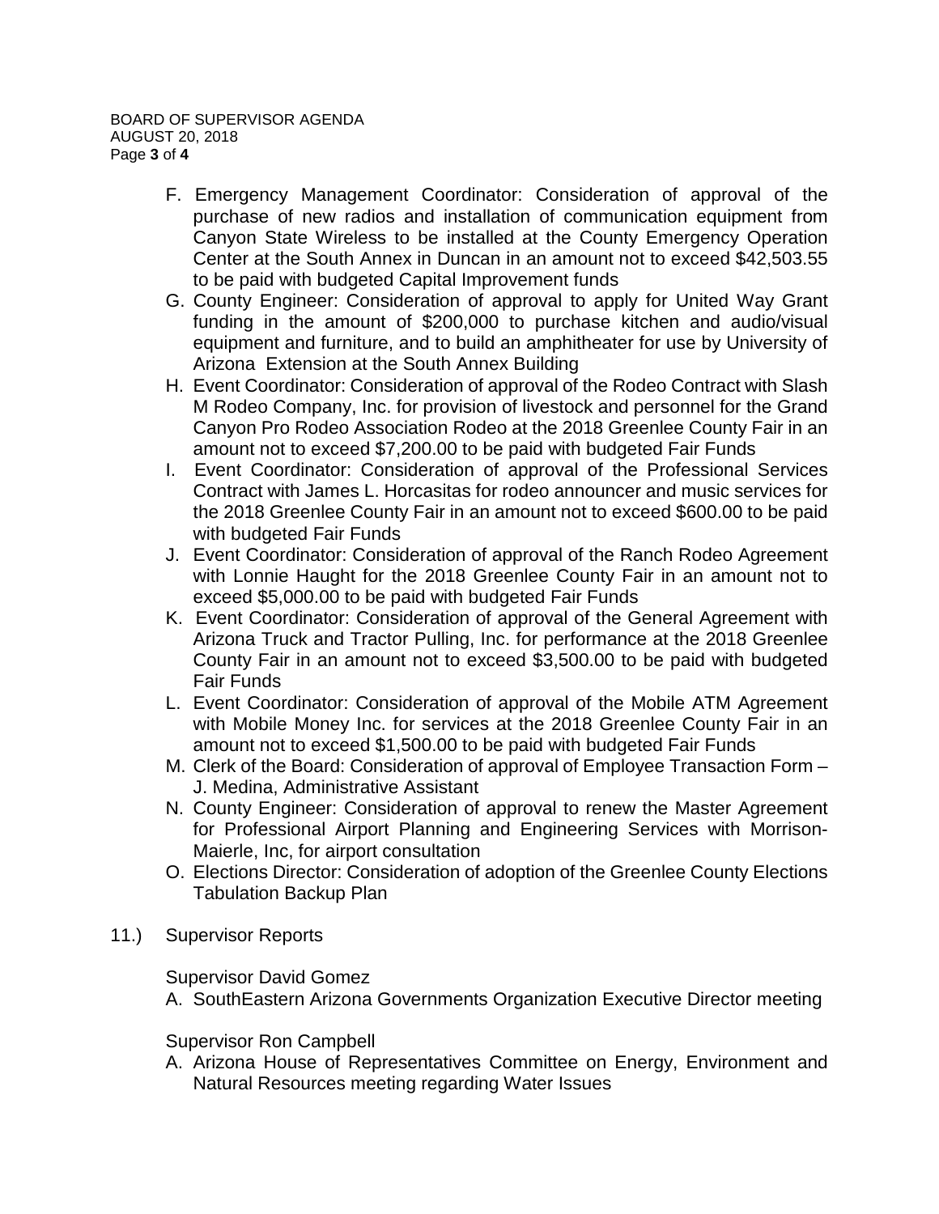F. Emergency Management Coordinator: Consideration of approval of the purchase of new radios and installation of communication equipment from Canyon State Wireless to be installed at the County Emergency Operation Center at the South Annex in Duncan in an amount not to exceed $42,503.55 to be paid with budgeted Capital Improvement funds
G. County Engineer: Consideration of approval to apply for United Way Grant funding in the amount of $200,000 to purchase kitchen and audio/visual equipment and furniture, and to build an amphitheater for use by University of Arizona Extension at the South Annex Building
H. Event Coordinator: Consideration of approval of the Rodeo Contract with Slash M Rodeo Company, Inc. for provision of livestock and personnel for the Grand Canyon Pro Rodeo Association Rodeo at the 2018 Greenlee County Fair in an amount not to exceed $7,200.00 to be paid with budgeted Fair Funds
I. Event Coordinator: Consideration of approval of the Professional Services Contract with James L. Horcasitas for rodeo announcer and music services for the 2018 Greenlee County Fair in an amount not to exceed $600.00 to be paid with budgeted Fair Funds
J. Event Coordinator: Consideration of approval of the Ranch Rodeo Agreement with Lonnie Haught for the 2018 Greenlee County Fair in an amount not to exceed $5,000.00 to be paid with budgeted Fair Funds
K. Event Coordinator: Consideration of approval of the General Agreement with Arizona Truck and Tractor Pulling, Inc. for performance at the 2018 Greenlee County Fair in an amount not to exceed $3,500.00 to be paid with budgeted Fair Funds
L. Event Coordinator: Consideration of approval of the Mobile ATM Agreement with Mobile Money Inc. for services at the 2018 Greenlee County Fair in an amount not to exceed $1,500.00 to be paid with budgeted Fair Funds
M. Clerk of the Board: Consideration of approval of Employee Transaction Form – J. Medina, Administrative Assistant
N. County Engineer: Consideration of approval to renew the Master Agreement for Professional Airport Planning and Engineering Services with Morrison-Maierle, Inc, for airport consultation
O. Elections Director: Consideration of adoption of the Greenlee County Elections Tabulation Backup Plan

11.) Supervisor Reports

Supervisor David Gomez

A. SouthEastern Arizona Governments Organization Executive Director meeting

Supervisor Ron Campbell

A. Arizona House of Representatives Committee on Energy, Environment and Natural Resources meeting regarding Water Issues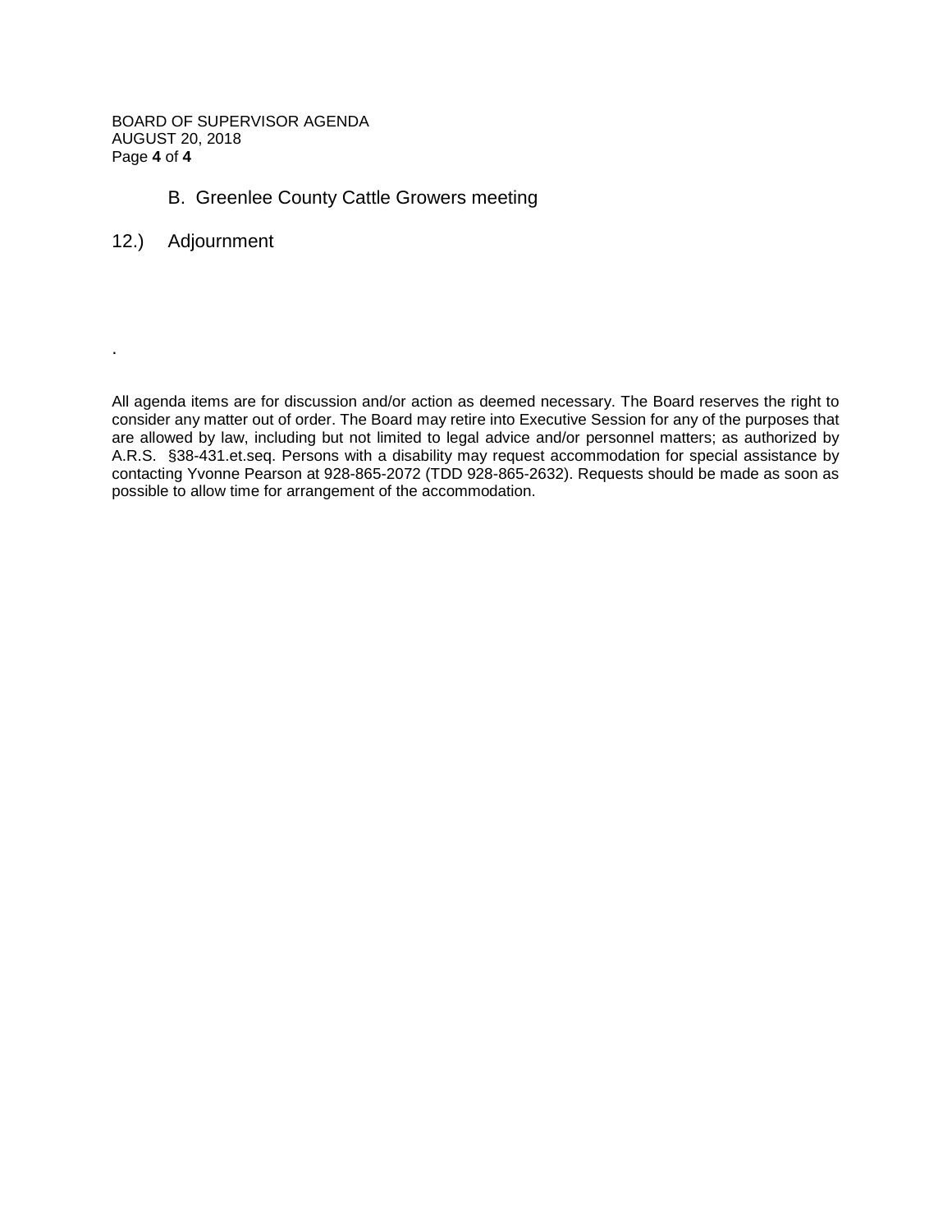B. Greenlee County Cattle Growers meeting

12.) Adjournment

.

All agenda items are for discussion and/or action as deemed necessary. The Board reserves the right to consider any matter out of order. The Board may retire into Executive Session for any of the purposes that are allowed by law, including but not limited to legal advice and/or personnel matters; as authorized by A.R.S. §38-431.et.seq. Persons with a disability may request accommodation for special assistance by contacting Yvonne Pearson at 928-865-2072 (TDD 928-865-2632). Requests should be made as soon as possible to allow time for arrangement of the accommodation.